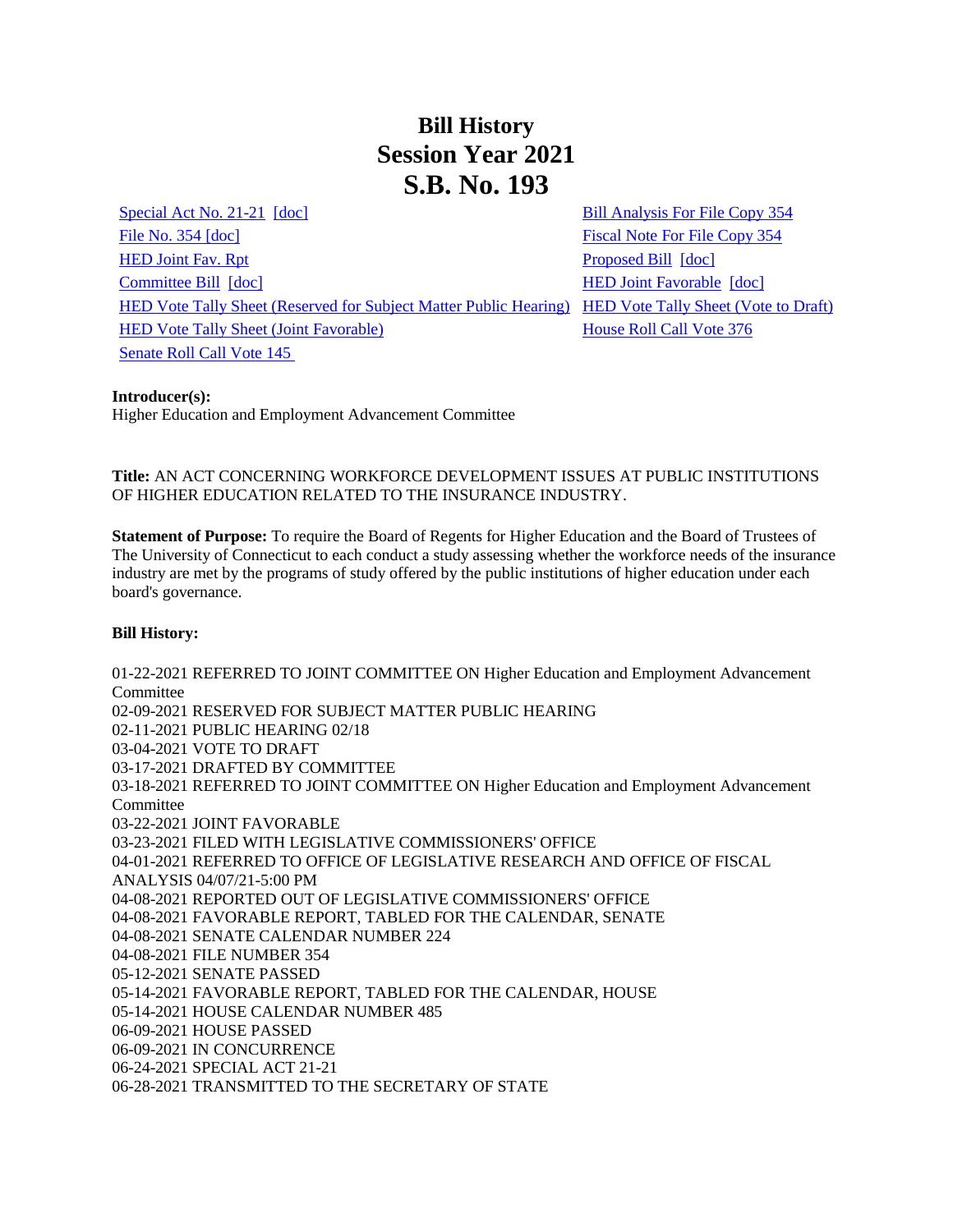# Bill History
# Session Year 2021
# S.B. No. 193

Special Act No. 21-21 [doc]
File No. 354 [doc]
HED Joint Fav. Rpt
Committee Bill [doc]
HED Vote Tally Sheet (Reserved for Subject Matter Public Hearing)
HED Vote Tally Sheet (Joint Favorable)
Senate Roll Call Vote 145
Bill Analysis For File Copy 354
Fiscal Note For File Copy 354
Proposed Bill [doc]
HED Joint Favorable [doc]
HED Vote Tally Sheet (Vote to Draft)
House Roll Call Vote 376

**Introducer(s):**
Higher Education and Employment Advancement Committee

**Title:** AN ACT CONCERNING WORKFORCE DEVELOPMENT ISSUES AT PUBLIC INSTITUTIONS OF HIGHER EDUCATION RELATED TO THE INSURANCE INDUSTRY.

**Statement of Purpose:** To require the Board of Regents for Higher Education and the Board of Trustees of The University of Connecticut to each conduct a study assessing whether the workforce needs of the insurance industry are met by the programs of study offered by the public institutions of higher education under each board's governance.

**Bill History:**

01-22-2021 REFERRED TO JOINT COMMITTEE ON Higher Education and Employment Advancement Committee
02-09-2021 RESERVED FOR SUBJECT MATTER PUBLIC HEARING
02-11-2021 PUBLIC HEARING 02/18
03-04-2021 VOTE TO DRAFT
03-17-2021 DRAFTED BY COMMITTEE
03-18-2021 REFERRED TO JOINT COMMITTEE ON Higher Education and Employment Advancement Committee
03-22-2021 JOINT FAVORABLE
03-23-2021 FILED WITH LEGISLATIVE COMMISSIONERS' OFFICE
04-01-2021 REFERRED TO OFFICE OF LEGISLATIVE RESEARCH AND OFFICE OF FISCAL ANALYSIS 04/07/21-5:00 PM
04-08-2021 REPORTED OUT OF LEGISLATIVE COMMISSIONERS' OFFICE
04-08-2021 FAVORABLE REPORT, TABLED FOR THE CALENDAR, SENATE
04-08-2021 SENATE CALENDAR NUMBER 224
04-08-2021 FILE NUMBER 354
05-12-2021 SENATE PASSED
05-14-2021 FAVORABLE REPORT, TABLED FOR THE CALENDAR, HOUSE
05-14-2021 HOUSE CALENDAR NUMBER 485
06-09-2021 HOUSE PASSED
06-09-2021 IN CONCURRENCE
06-24-2021 SPECIAL ACT 21-21
06-28-2021 TRANSMITTED TO THE SECRETARY OF STATE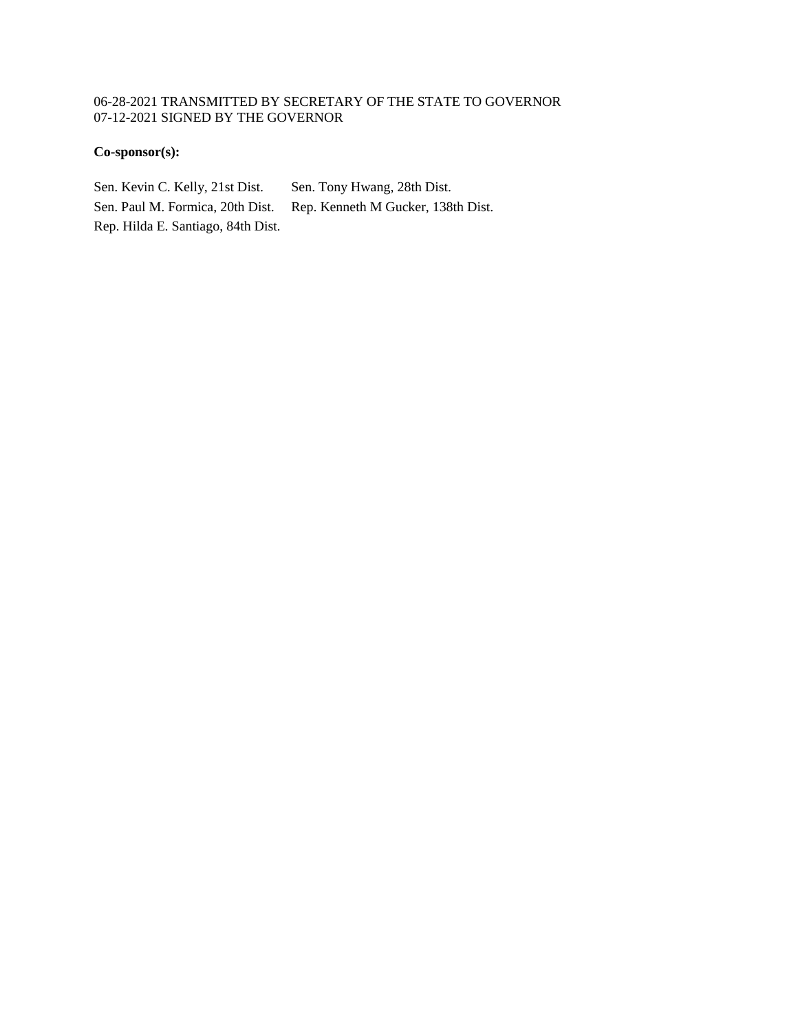06-28-2021 TRANSMITTED BY SECRETARY OF THE STATE TO GOVERNOR
07-12-2021 SIGNED BY THE GOVERNOR

**Co-sponsor(s):**

Sen. Kevin C. Kelly, 21st Dist.
Sen. Tony Hwang, 28th Dist.
Sen. Paul M. Formica, 20th Dist.
Rep. Kenneth M Gucker, 138th Dist.
Rep. Hilda E. Santiago, 84th Dist.